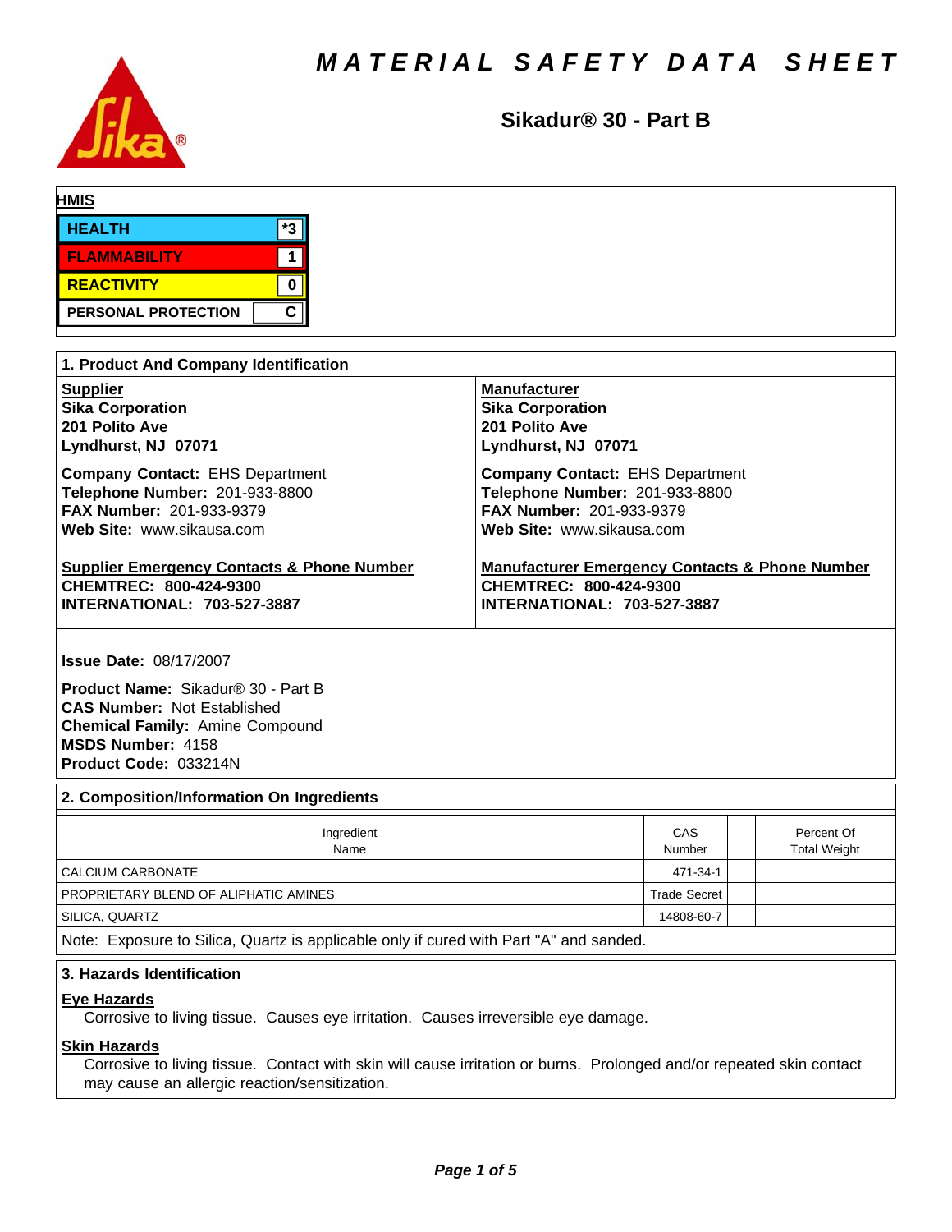# MATERIAL SAFETY DATA SHEET

## Sikadur® 30 - Part B

**HMIS**

| | |
|---|---|
| HEALTH | *3 |
| FLAMMABILITY | 1 |
| REACTIVITY | 0 |
| PERSONAL PROTECTION | C |

## 1. Product And Company Identification

**Supplier**
**Sika Corporation**
**201 Polito Ave**
**Lyndhurst, NJ 07071**

**Company Contact:** EHS Department
**Telephone Number:** 201-933-8800
**FAX Number:** 201-933-9379
**Web Site:** www.sikausa.com

**Manufacturer**
**Sika Corporation**
**201 Polito Ave**
**Lyndhurst, NJ 07071**

**Company Contact:** EHS Department
**Telephone Number:** 201-933-8800
**FAX Number:** 201-933-9379
**Web Site:** www.sikausa.com

**Supplier Emergency Contacts & Phone Number**
**CHEMTREC: 800-424-9300**
**INTERNATIONAL: 703-527-3887**

**Manufacturer Emergency Contacts & Phone Number**
**CHEMTREC: 800-424-9300**
**INTERNATIONAL: 703-527-3887**

**Issue Date:** 08/17/2007

**Product Name:** Sikadur® 30 - Part B
**CAS Number:** Not Established
**Chemical Family:** Amine Compound
**MSDS Number:** 4158
**Product Code:** 033214N

## 2. Composition/Information On Ingredients

| Ingredient Name | CAS Number | | Percent Of Total Weight |
|---|---|---|---|
| CALCIUM CARBONATE | 471-34-1 | | |
| PROPRIETARY BLEND OF ALIPHATIC AMINES | Trade Secret | | |
| SILICA, QUARTZ | 14808-60-7 | | |

Note: Exposure to Silica, Quartz is applicable only if cured with Part "A" and sanded.

## 3. Hazards Identification

**Eye Hazards**

Corrosive to living tissue. Causes eye irritation. Causes irreversible eye damage.

**Skin Hazards**

Corrosive to living tissue. Contact with skin will cause irritation or burns. Prolonged and/or repeated skin contact may cause an allergic reaction/sensitization.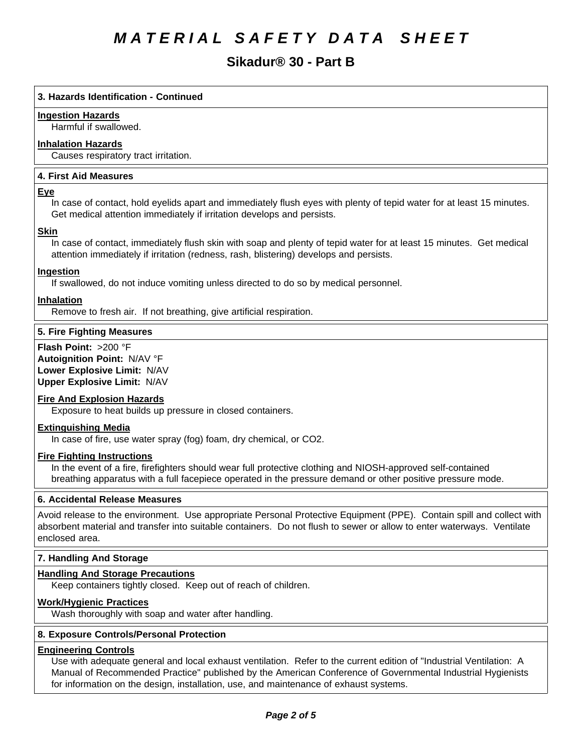# MATERIAL SAFETY DATA SHEET

## Sikadur® 30 - Part B

### 3. Hazards Identification - Continued

**Ingestion Hazards**

Harmful if swallowed.

**Inhalation Hazards**

Causes respiratory tract irritation.

### 4. First Aid Measures

**Eye**

In case of contact, hold eyelids apart and immediately flush eyes with plenty of tepid water for at least 15 minutes. Get medical attention immediately if irritation develops and persists.

**Skin**

In case of contact, immediately flush skin with soap and plenty of tepid water for at least 15 minutes. Get medical attention immediately if irritation (redness, rash, blistering) develops and persists.

**Ingestion**

If swallowed, do not induce vomiting unless directed to do so by medical personnel.

**Inhalation**

Remove to fresh air. If not breathing, give artificial respiration.

### 5. Fire Fighting Measures

**Flash Point:** >200 °F
**Autoignition Point:** N/AV °F
**Lower Explosive Limit:** N/AV
**Upper Explosive Limit:** N/AV

**Fire And Explosion Hazards**

Exposure to heat builds up pressure in closed containers.

**Extinguishing Media**

In case of fire, use water spray (fog) foam, dry chemical, or CO2.

**Fire Fighting Instructions**

In the event of a fire, firefighters should wear full protective clothing and NIOSH-approved self-contained breathing apparatus with a full facepiece operated in the pressure demand or other positive pressure mode.

### 6. Accidental Release Measures

Avoid release to the environment. Use appropriate Personal Protective Equipment (PPE). Contain spill and collect with absorbent material and transfer into suitable containers. Do not flush to sewer or allow to enter waterways. Ventilate enclosed area.

### 7. Handling And Storage

**Handling And Storage Precautions**

Keep containers tightly closed. Keep out of reach of children.

**Work/Hygienic Practices**

Wash thoroughly with soap and water after handling.

### 8. Exposure Controls/Personal Protection

**Engineering Controls**

Use with adequate general and local exhaust ventilation. Refer to the current edition of "Industrial Ventilation: A Manual of Recommended Practice" published by the American Conference of Governmental Industrial Hygienists for information on the design, installation, use, and maintenance of exhaust systems.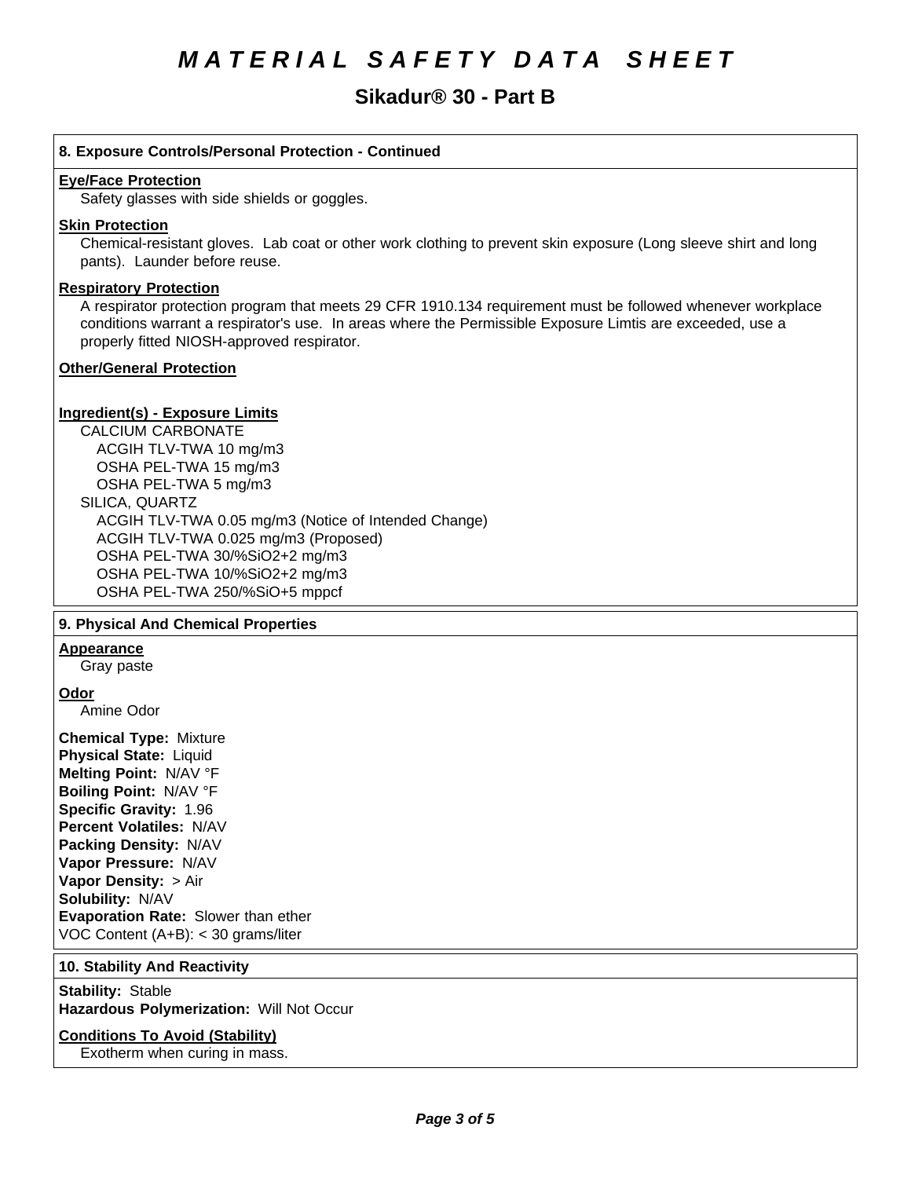# MATERIAL SAFETY DATA SHEET

## Sikadur® 30 - Part B

### 8. Exposure Controls/Personal Protection - Continued

**Eye/Face Protection**

Safety glasses with side shields or goggles.

**Skin Protection**

Chemical-resistant gloves. Lab coat or other work clothing to prevent skin exposure (Long sleeve shirt and long pants). Launder before reuse.

**Respiratory Protection**

A respirator protection program that meets 29 CFR 1910.134 requirement must be followed whenever workplace conditions warrant a respirator's use. In areas where the Permissible Exposure Limtis are exceeded, use a properly fitted NIOSH-approved respirator.

**Other/General Protection**

**Ingredient(s) - Exposure Limits**

CALCIUM CARBONATE
- ACGIH TLV-TWA 10 mg/m3
- OSHA PEL-TWA 15 mg/m3
- OSHA PEL-TWA 5 mg/m3

SILICA, QUARTZ
- ACGIH TLV-TWA 0.05 mg/m3 (Notice of Intended Change)
- ACGIH TLV-TWA 0.025 mg/m3 (Proposed)
- OSHA PEL-TWA 30/%SiO2+2 mg/m3
- OSHA PEL-TWA 10/%SiO2+2 mg/m3
- OSHA PEL-TWA 250/%SiO+5 mppcf

### 9. Physical And Chemical Properties

**Appearance**

Gray paste

**Odor**

Amine Odor

**Chemical Type:** Mixture
**Physical State:** Liquid
**Melting Point:** N/AV °F
**Boiling Point:** N/AV °F
**Specific Gravity:** 1.96
**Percent Volatiles:** N/AV
**Packing Density:** N/AV
**Vapor Pressure:** N/AV
**Vapor Density:** > Air
**Solubility:** N/AV
**Evaporation Rate:** Slower than ether
VOC Content (A+B): < 30 grams/liter

### 10. Stability And Reactivity

**Stability:** Stable
**Hazardous Polymerization:** Will Not Occur

**Conditions To Avoid (Stability)**

Exotherm when curing in mass.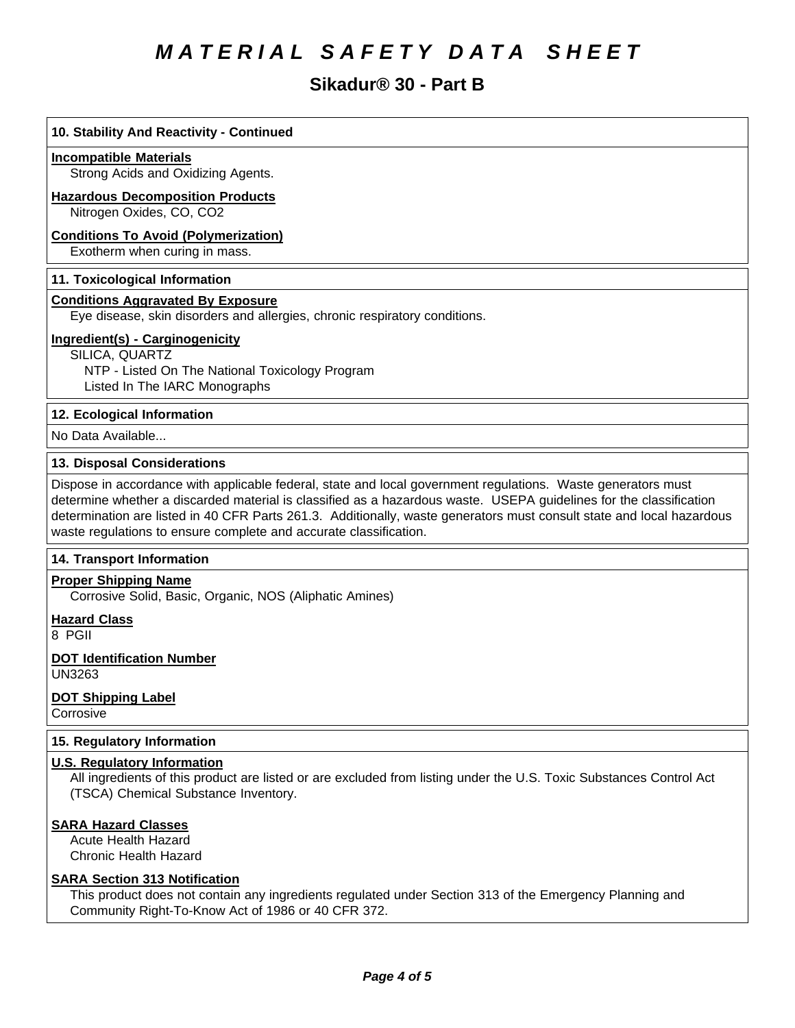# MATERIAL SAFETY DATA SHEET

## Sikadur® 30 - Part B

### 10. Stability And Reactivity - Continued

**Incompatible Materials**

Strong Acids and Oxidizing Agents.

**Hazardous Decomposition Products**

Nitrogen Oxides, CO, CO2

**Conditions To Avoid (Polymerization)**

Exotherm when curing in mass.

### 11. Toxicological Information

**Conditions Aggravated By Exposure**

Eye disease, skin disorders and allergies, chronic respiratory conditions.

**Ingredient(s) - Carginogenicity**

SILICA, QUARTZ
NTP - Listed On The National Toxicology Program
Listed In The IARC Monographs

### 12. Ecological Information

No Data Available...

### 13. Disposal Considerations

Dispose in accordance with applicable federal, state and local government regulations. Waste generators must determine whether a discarded material is classified as a hazardous waste. USEPA guidelines for the classification determination are listed in 40 CFR Parts 261.3. Additionally, waste generators must consult state and local hazardous waste regulations to ensure complete and accurate classification.

### 14. Transport Information

**Proper Shipping Name**

Corrosive Solid, Basic, Organic, NOS (Aliphatic Amines)

**Hazard Class**

8 PGII

**DOT Identification Number**

UN3263

**DOT Shipping Label**

Corrosive

### 15. Regulatory Information

**U.S. Regulatory Information**

All ingredients of this product are listed or are excluded from listing under the U.S. Toxic Substances Control Act (TSCA) Chemical Substance Inventory.

**SARA Hazard Classes**

Acute Health Hazard
Chronic Health Hazard

**SARA Section 313 Notification**

This product does not contain any ingredients regulated under Section 313 of the Emergency Planning and Community Right-To-Know Act of 1986 or 40 CFR 372.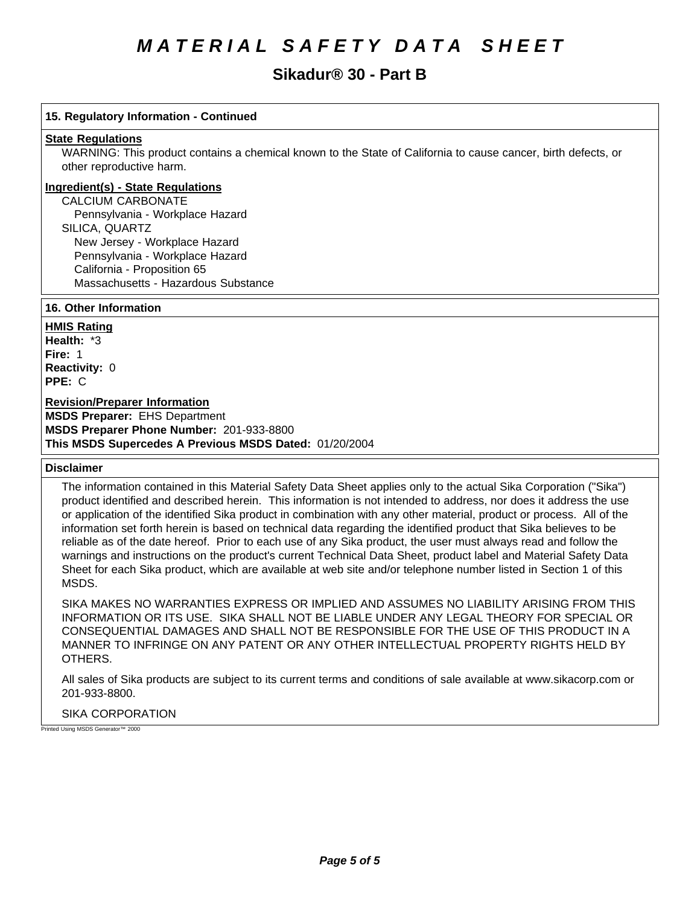# MATERIAL SAFETY DATA SHEET

## Sikadur® 30 - Part B

### 15. Regulatory Information - Continued

**State Regulations**

WARNING: This product contains a chemical known to the State of California to cause cancer, birth defects, or other reproductive harm.

**Ingredient(s) - State Regulations**

CALCIUM CARBONATE
- Pennsylvania - Workplace Hazard

SILICA, QUARTZ
- New Jersey - Workplace Hazard
- Pennsylvania - Workplace Hazard
- California - Proposition 65
- Massachusetts - Hazardous Substance

### 16. Other Information

**HMIS Rating**

**Health:** *3
**Fire:** 1
**Reactivity:** 0
**PPE:** C

**Revision/Preparer Information**

**MSDS Preparer:** EHS Department
**MSDS Preparer Phone Number:** 201-933-8800
**This MSDS Supercedes A Previous MSDS Dated:** 01/20/2004

### Disclaimer

The information contained in this Material Safety Data Sheet applies only to the actual Sika Corporation ("Sika") product identified and described herein. This information is not intended to address, nor does it address the use or application of the identified Sika product in combination with any other material, product or process. All of the information set forth herein is based on technical data regarding the identified product that Sika believes to be reliable as of the date hereof. Prior to each use of any Sika product, the user must always read and follow the warnings and instructions on the product's current Technical Data Sheet, product label and Material Safety Data Sheet for each Sika product, which are available at web site and/or telephone number listed in Section 1 of this MSDS.

SIKA MAKES NO WARRANTIES EXPRESS OR IMPLIED AND ASSUMES NO LIABILITY ARISING FROM THIS INFORMATION OR ITS USE. SIKA SHALL NOT BE LIABLE UNDER ANY LEGAL THEORY FOR SPECIAL OR CONSEQUENTIAL DAMAGES AND SHALL NOT BE RESPONSIBLE FOR THE USE OF THIS PRODUCT IN A MANNER TO INFRINGE ON ANY PATENT OR ANY OTHER INTELLECTUAL PROPERTY RIGHTS HELD BY OTHERS.

All sales of Sika products are subject to its current terms and conditions of sale available at www.sikacorp.com or 201-933-8800.

SIKA CORPORATION

Printed Using MSDS Generator™ 2000